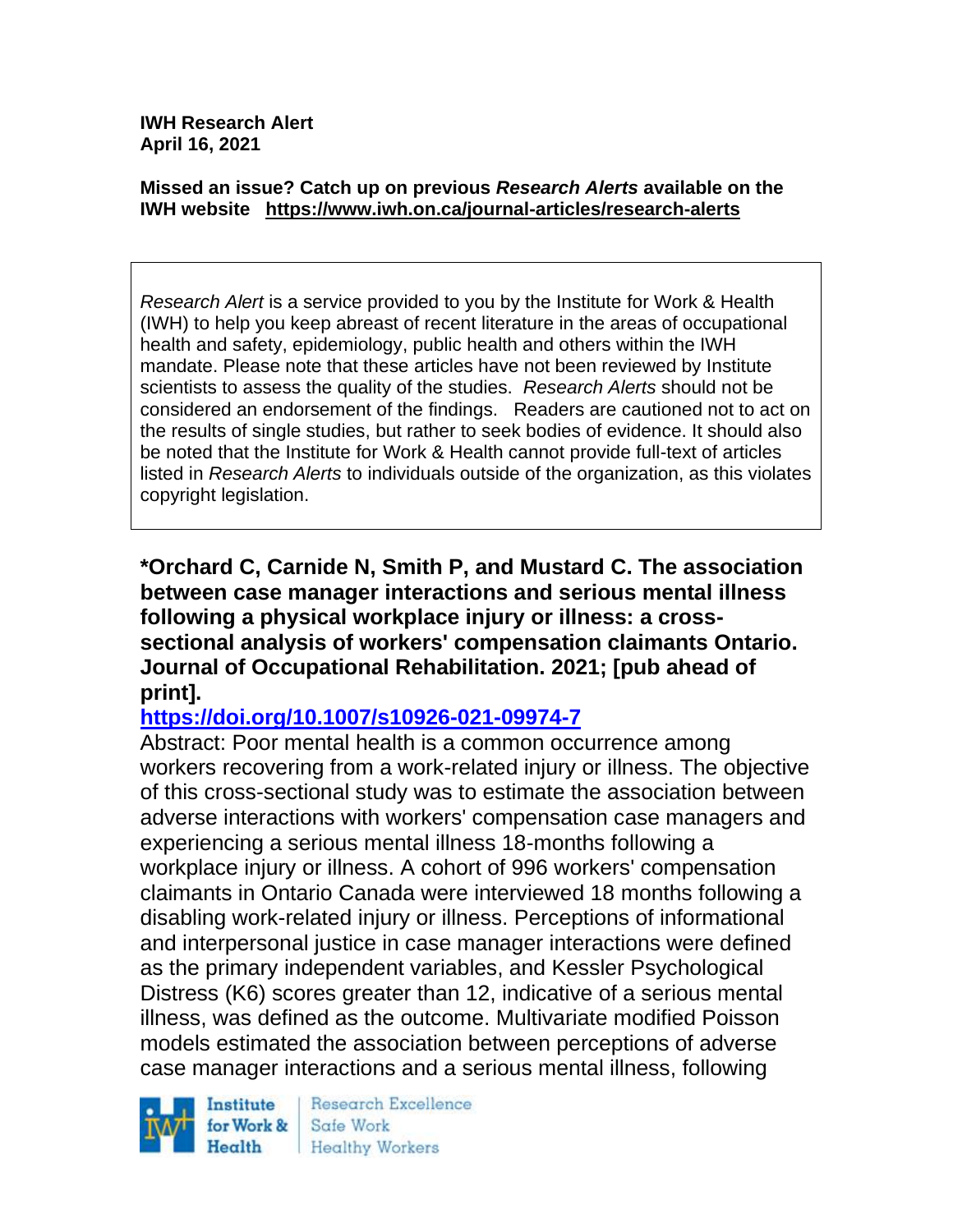**IWH Research Alert**
**April 16, 2021**

**Missed an issue? Catch up on previous *Research Alerts* available on the IWH website https://www.iwh.on.ca/journal-articles/research-alerts**

*Research Alert* is a service provided to you by the Institute for Work & Health (IWH) to help you keep abreast of recent literature in the areas of occupational health and safety, epidemiology, public health and others within the IWH mandate. Please note that these articles have not been reviewed by Institute scientists to assess the quality of the studies. *Research Alerts* should not be considered an endorsement of the findings. Readers are cautioned not to act on the results of single studies, but rather to seek bodies of evidence. It should also be noted that the Institute for Work & Health cannot provide full-text of articles listed in *Research Alerts* to individuals outside of the organization, as this violates copyright legislation.

**\*Orchard C, Carnide N, Smith P, and Mustard C. The association between case manager interactions and serious mental illness following a physical workplace injury or illness: a cross-sectional analysis of workers' compensation claimants Ontario. Journal of Occupational Rehabilitation. 2021; [pub ahead of print].**
**https://doi.org/10.1007/s10926-021-09974-7**

Abstract: Poor mental health is a common occurrence among workers recovering from a work-related injury or illness. The objective of this cross-sectional study was to estimate the association between adverse interactions with workers' compensation case managers and experiencing a serious mental illness 18-months following a workplace injury or illness. A cohort of 996 workers' compensation claimants in Ontario Canada were interviewed 18 months following a disabling work-related injury or illness. Perceptions of informational and interpersonal justice in case manager interactions were defined as the primary independent variables, and Kessler Psychological Distress (K6) scores greater than 12, indicative of a serious mental illness, was defined as the outcome. Multivariate modified Poisson models estimated the association between perceptions of adverse case manager interactions and a serious mental illness, following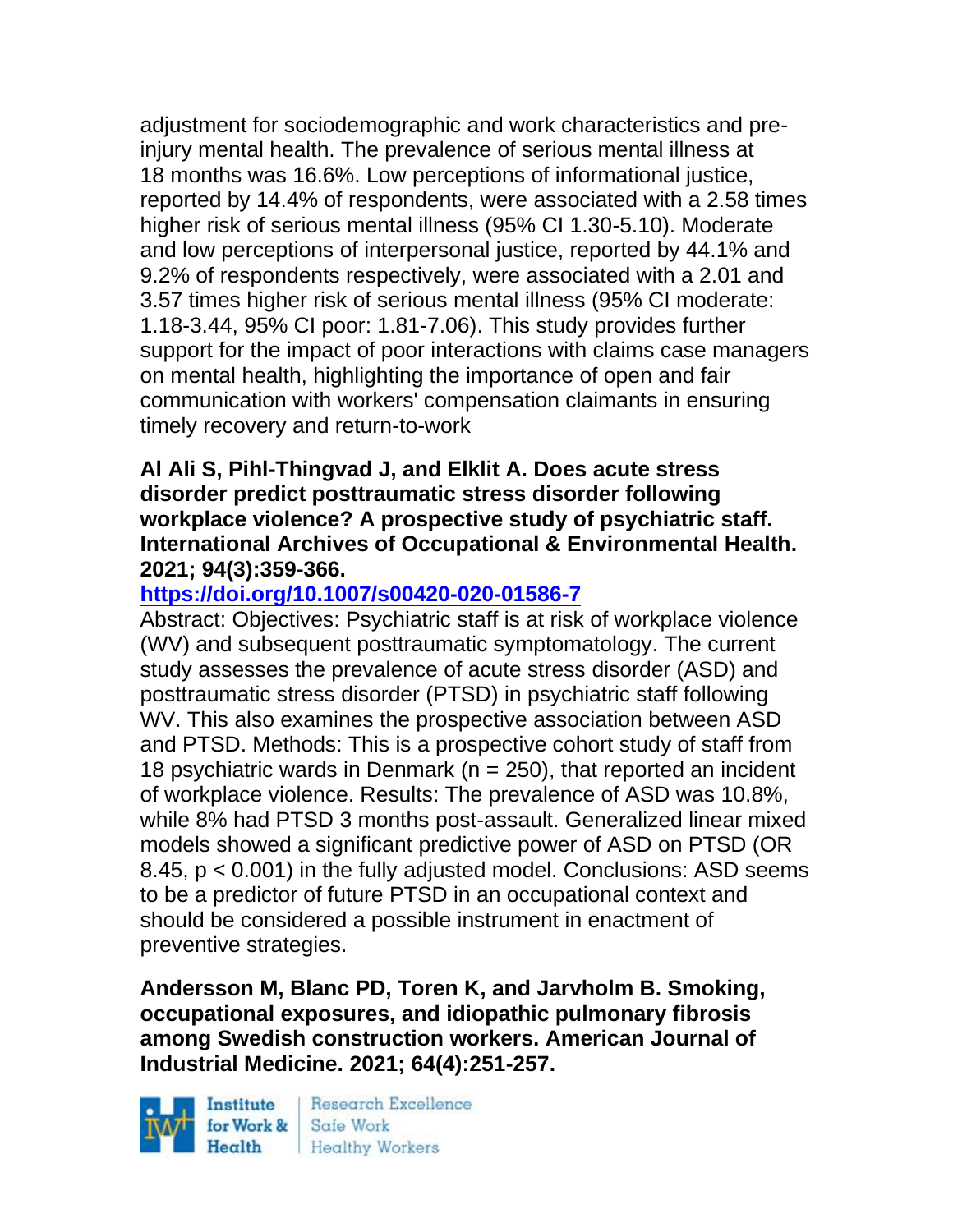adjustment for sociodemographic and work characteristics and pre-injury mental health. The prevalence of serious mental illness at 18 months was 16.6%. Low perceptions of informational justice, reported by 14.4% of respondents, were associated with a 2.58 times higher risk of serious mental illness (95% CI 1.30-5.10). Moderate and low perceptions of interpersonal justice, reported by 44.1% and 9.2% of respondents respectively, were associated with a 2.01 and 3.57 times higher risk of serious mental illness (95% CI moderate: 1.18-3.44, 95% CI poor: 1.81-7.06). This study provides further support for the impact of poor interactions with claims case managers on mental health, highlighting the importance of open and fair communication with workers' compensation claimants in ensuring timely recovery and return-to-work

**Al Ali S, Pihl-Thingvad J, and Elklit A. Does acute stress disorder predict posttraumatic stress disorder following workplace violence? A prospective study of psychiatric staff. International Archives of Occupational & Environmental Health. 2021; 94(3):359-366.**

**https://doi.org/10.1007/s00420-020-01586-7**

Abstract: Objectives: Psychiatric staff is at risk of workplace violence (WV) and subsequent posttraumatic symptomatology. The current study assesses the prevalence of acute stress disorder (ASD) and posttraumatic stress disorder (PTSD) in psychiatric staff following WV. This also examines the prospective association between ASD and PTSD. Methods: This is a prospective cohort study of staff from 18 psychiatric wards in Denmark ($n = 250$), that reported an incident of workplace violence. Results: The prevalence of ASD was 10.8%, while 8% had PTSD 3 months post-assault. Generalized linear mixed models showed a significant predictive power of ASD on PTSD (OR 8.45, $p < 0.001$) in the fully adjusted model. Conclusions: ASD seems to be a predictor of future PTSD in an occupational context and should be considered a possible instrument in enactment of preventive strategies.

**Andersson M, Blanc PD, Toren K, and Jarvholm B. Smoking, occupational exposures, and idiopathic pulmonary fibrosis among Swedish construction workers. American Journal of Industrial Medicine. 2021; 64(4):251-257.**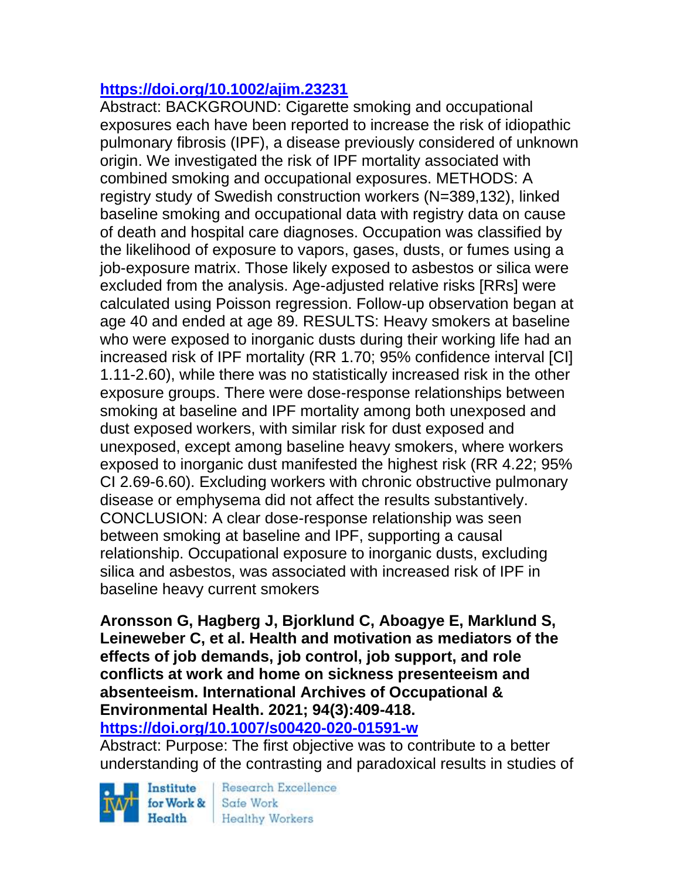https://doi.org/10.1002/ajim.23231

Abstract: BACKGROUND: Cigarette smoking and occupational exposures each have been reported to increase the risk of idiopathic pulmonary fibrosis (IPF), a disease previously considered of unknown origin. We investigated the risk of IPF mortality associated with combined smoking and occupational exposures. METHODS: A registry study of Swedish construction workers (N=389,132), linked baseline smoking and occupational data with registry data on cause of death and hospital care diagnoses. Occupation was classified by the likelihood of exposure to vapors, gases, dusts, or fumes using a job-exposure matrix. Those likely exposed to asbestos or silica were excluded from the analysis. Age-adjusted relative risks [RRs] were calculated using Poisson regression. Follow-up observation began at age 40 and ended at age 89. RESULTS: Heavy smokers at baseline who were exposed to inorganic dusts during their working life had an increased risk of IPF mortality (RR 1.70; 95% confidence interval [CI] 1.11-2.60), while there was no statistically increased risk in the other exposure groups. There were dose-response relationships between smoking at baseline and IPF mortality among both unexposed and dust exposed workers, with similar risk for dust exposed and unexposed, except among baseline heavy smokers, where workers exposed to inorganic dust manifested the highest risk (RR 4.22; 95% CI 2.69-6.60). Excluding workers with chronic obstructive pulmonary disease or emphysema did not affect the results substantively. CONCLUSION: A clear dose-response relationship was seen between smoking at baseline and IPF, supporting a causal relationship. Occupational exposure to inorganic dusts, excluding silica and asbestos, was associated with increased risk of IPF in baseline heavy current smokers

**Aronsson G, Hagberg J, Bjorklund C, Aboagye E, Marklund S, Leineweber C, et al. Health and motivation as mediators of the effects of job demands, job control, job support, and role conflicts at work and home on sickness presenteeism and absenteeism. International Archives of Occupational & Environmental Health. 2021; 94(3):409-418.**
**https://doi.org/10.1007/s00420-020-01591-w**

Abstract: Purpose: The first objective was to contribute to a better understanding of the contrasting and paradoxical results in studies of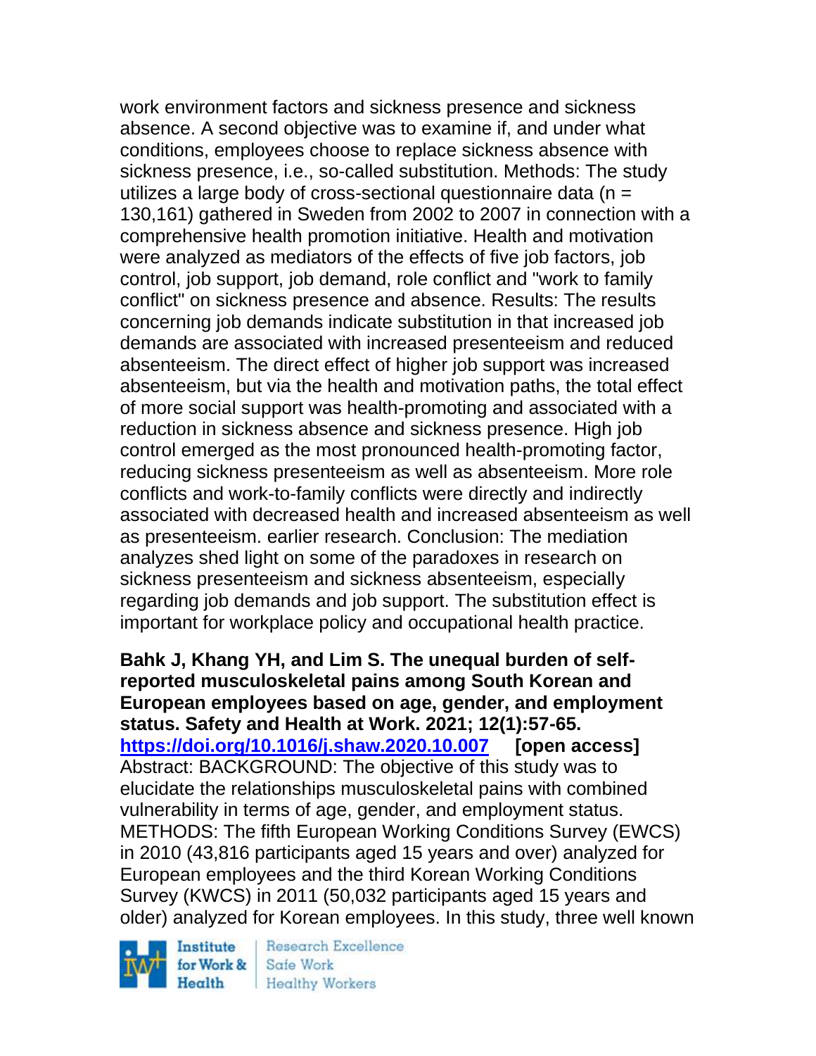work environment factors and sickness presence and sickness absence. A second objective was to examine if, and under what conditions, employees choose to replace sickness absence with sickness presence, i.e., so-called substitution. Methods: The study utilizes a large body of cross-sectional questionnaire data (n = 130,161) gathered in Sweden from 2002 to 2007 in connection with a comprehensive health promotion initiative. Health and motivation were analyzed as mediators of the effects of five job factors, job control, job support, job demand, role conflict and "work to family conflict" on sickness presence and absence. Results: The results concerning job demands indicate substitution in that increased job demands are associated with increased presenteeism and reduced absenteeism. The direct effect of higher job support was increased absenteeism, but via the health and motivation paths, the total effect of more social support was health-promoting and associated with a reduction in sickness absence and sickness presence. High job control emerged as the most pronounced health-promoting factor, reducing sickness presenteeism as well as absenteeism. More role conflicts and work-to-family conflicts were directly and indirectly associated with decreased health and increased absenteeism as well as presenteeism. earlier research. Conclusion: The mediation analyzes shed light on some of the paradoxes in research on sickness presenteeism and sickness absenteeism, especially regarding job demands and job support. The substitution effect is important for workplace policy and occupational health practice.

**Bahk J, Khang YH, and Lim S. The unequal burden of self-reported musculoskeletal pains among South Korean and European employees based on age, gender, and employment status. Safety and Health at Work. 2021; 12(1):57-65. https://doi.org/10.1016/j.shaw.2020.10.007 [open access]**
Abstract: BACKGROUND: The objective of this study was to elucidate the relationships musculoskeletal pains with combined vulnerability in terms of age, gender, and employment status. METHODS: The fifth European Working Conditions Survey (EWCS) in 2010 (43,816 participants aged 15 years and over) analyzed for European employees and the third Korean Working Conditions Survey (KWCS) in 2011 (50,032 participants aged 15 years and older) analyzed for Korean employees. In this study, three well known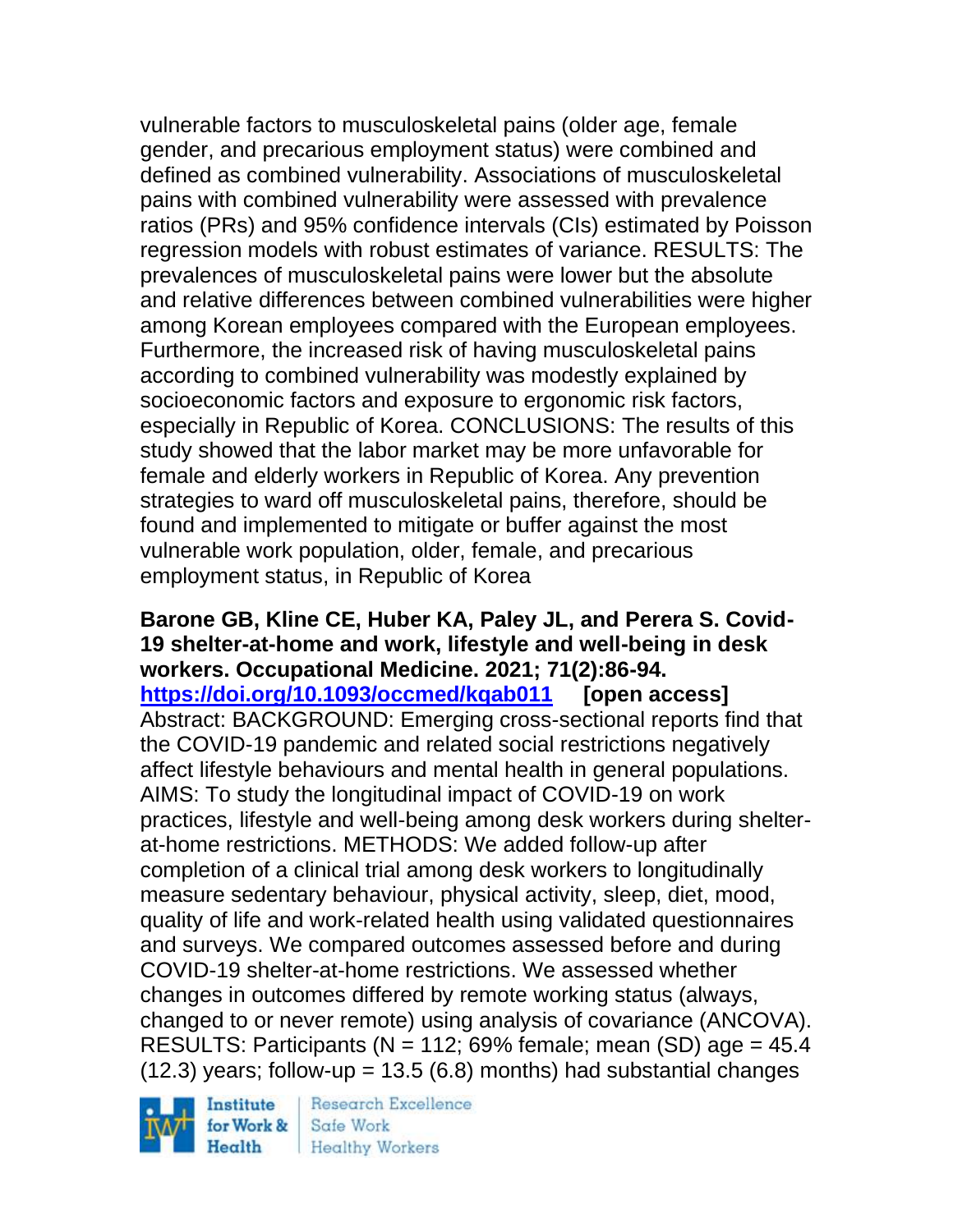vulnerable factors to musculoskeletal pains (older age, female gender, and precarious employment status) were combined and defined as combined vulnerability. Associations of musculoskeletal pains with combined vulnerability were assessed with prevalence ratios (PRs) and 95% confidence intervals (CIs) estimated by Poisson regression models with robust estimates of variance. RESULTS: The prevalences of musculoskeletal pains were lower but the absolute and relative differences between combined vulnerabilities were higher among Korean employees compared with the European employees. Furthermore, the increased risk of having musculoskeletal pains according to combined vulnerability was modestly explained by socioeconomic factors and exposure to ergonomic risk factors, especially in Republic of Korea. CONCLUSIONS: The results of this study showed that the labor market may be more unfavorable for female and elderly workers in Republic of Korea. Any prevention strategies to ward off musculoskeletal pains, therefore, should be found and implemented to mitigate or buffer against the most vulnerable work population, older, female, and precarious employment status, in Republic of Korea

**Barone GB, Kline CE, Huber KA, Paley JL, and Perera S. Covid-19 shelter-at-home and work, lifestyle and well-being in desk workers. Occupational Medicine. 2021; 71(2):86-94. https://doi.org/10.1093/occmed/kqab011 [open access]**
Abstract: BACKGROUND: Emerging cross-sectional reports find that the COVID-19 pandemic and related social restrictions negatively affect lifestyle behaviours and mental health in general populations. AIMS: To study the longitudinal impact of COVID-19 on work practices, lifestyle and well-being among desk workers during shelter-at-home restrictions. METHODS: We added follow-up after completion of a clinical trial among desk workers to longitudinally measure sedentary behaviour, physical activity, sleep, diet, mood, quality of life and work-related health using validated questionnaires and surveys. We compared outcomes assessed before and during COVID-19 shelter-at-home restrictions. We assessed whether changes in outcomes differed by remote working status (always, changed to or never remote) using analysis of covariance (ANCOVA). RESULTS: Participants (N = 112; 69% female; mean (SD) age = 45.4 (12.3) years; follow-up = 13.5 (6.8) months) had substantial changes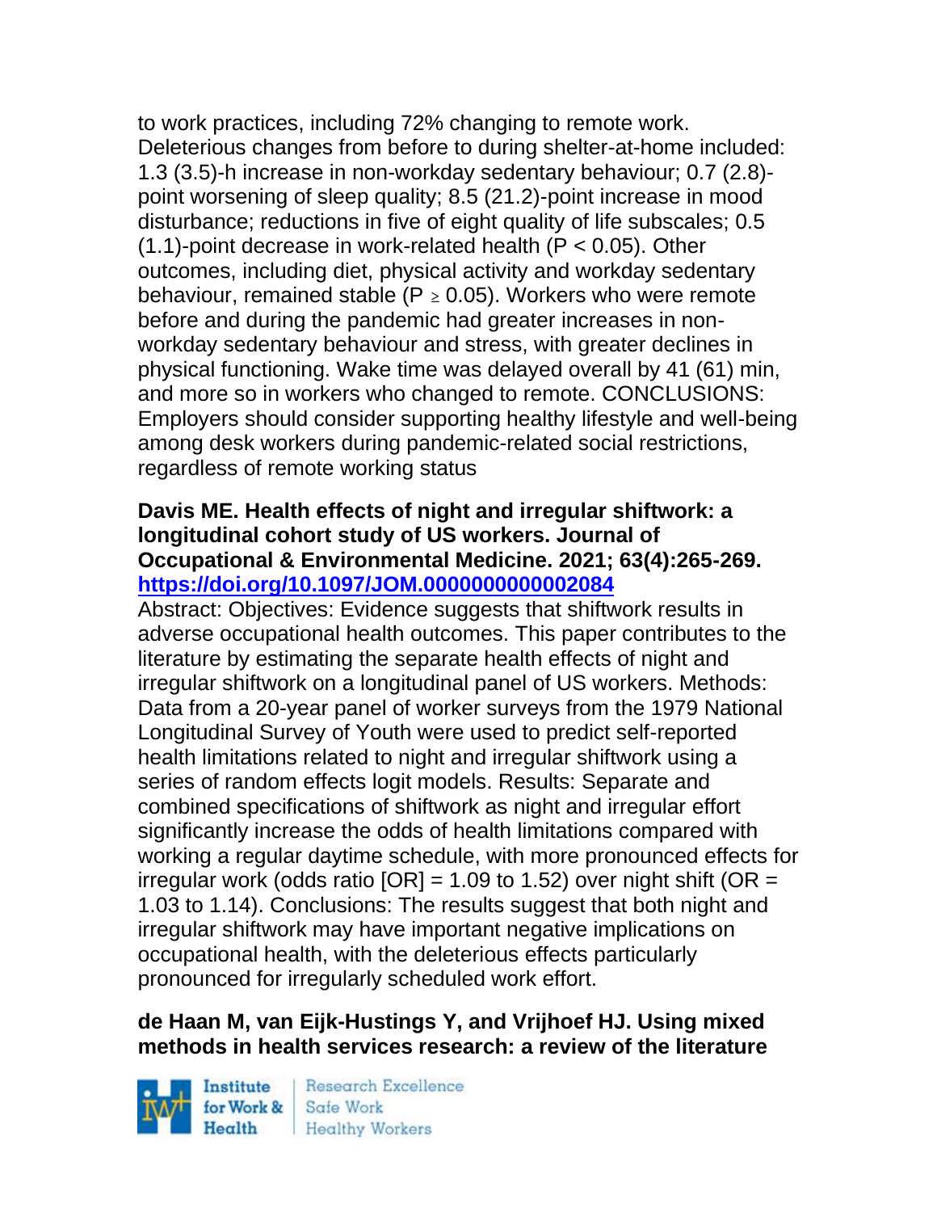to work practices, including 72% changing to remote work. Deleterious changes from before to during shelter-at-home included: 1.3 (3.5)-h increase in non-workday sedentary behaviour; 0.7 (2.8)-point worsening of sleep quality; 8.5 (21.2)-point increase in mood disturbance; reductions in five of eight quality of life subscales; 0.5 (1.1)-point decrease in work-related health ($P < 0.05$). Other outcomes, including diet, physical activity and workday sedentary behaviour, remained stable ($P \geq 0.05$). Workers who were remote before and during the pandemic had greater increases in non-workday sedentary behaviour and stress, with greater declines in physical functioning. Wake time was delayed overall by 41 (61) min, and more so in workers who changed to remote. CONCLUSIONS: Employers should consider supporting healthy lifestyle and well-being among desk workers during pandemic-related social restrictions, regardless of remote working status

**Davis ME. Health effects of night and irregular shiftwork: a longitudinal cohort study of US workers. Journal of Occupational & Environmental Medicine. 2021; 63(4):265-269. https://doi.org/10.1097/JOM.0000000000002084**

Abstract: Objectives: Evidence suggests that shiftwork results in adverse occupational health outcomes. This paper contributes to the literature by estimating the separate health effects of night and irregular shiftwork on a longitudinal panel of US workers. Methods: Data from a 20-year panel of worker surveys from the 1979 National Longitudinal Survey of Youth were used to predict self-reported health limitations related to night and irregular shiftwork using a series of random effects logit models. Results: Separate and combined specifications of shiftwork as night and irregular effort significantly increase the odds of health limitations compared with working a regular daytime schedule, with more pronounced effects for irregular work (odds ratio [OR] = 1.09 to 1.52) over night shift (OR = 1.03 to 1.14). Conclusions: The results suggest that both night and irregular shiftwork may have important negative implications on occupational health, with the deleterious effects particularly pronounced for irregularly scheduled work effort.

**de Haan M, van Eijk-Hustings Y, and Vrijhoef HJ. Using mixed methods in health services research: a review of the literature**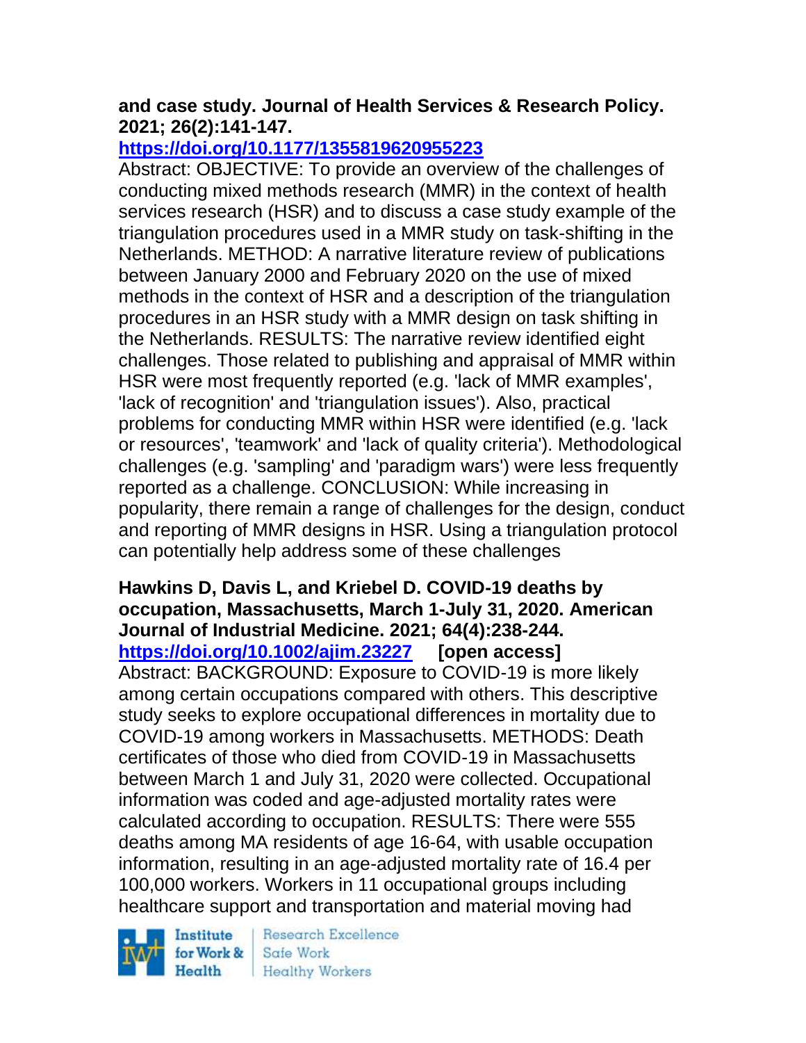**and case study. Journal of Health Services & Research Policy. 2021; 26(2):141-147.**
**https://doi.org/10.1177/1355819620955223**
Abstract: OBJECTIVE: To provide an overview of the challenges of conducting mixed methods research (MMR) in the context of health services research (HSR) and to discuss a case study example of the triangulation procedures used in a MMR study on task-shifting in the Netherlands. METHOD: A narrative literature review of publications between January 2000 and February 2020 on the use of mixed methods in the context of HSR and a description of the triangulation procedures in an HSR study with a MMR design on task shifting in the Netherlands. RESULTS: The narrative review identified eight challenges. Those related to publishing and appraisal of MMR within HSR were most frequently reported (e.g. 'lack of MMR examples', 'lack of recognition' and 'triangulation issues'). Also, practical problems for conducting MMR within HSR were identified (e.g. 'lack or resources', 'teamwork' and 'lack of quality criteria'). Methodological challenges (e.g. 'sampling' and 'paradigm wars') were less frequently reported as a challenge. CONCLUSION: While increasing in popularity, there remain a range of challenges for the design, conduct and reporting of MMR designs in HSR. Using a triangulation protocol can potentially help address some of these challenges

**Hawkins D, Davis L, and Kriebel D. COVID-19 deaths by occupation, Massachusetts, March 1-July 31, 2020. American Journal of Industrial Medicine. 2021; 64(4):238-244.**
**https://doi.org/10.1002/ajim.23227 [open access]**
Abstract: BACKGROUND: Exposure to COVID-19 is more likely among certain occupations compared with others. This descriptive study seeks to explore occupational differences in mortality due to COVID-19 among workers in Massachusetts. METHODS: Death certificates of those who died from COVID-19 in Massachusetts between March 1 and July 31, 2020 were collected. Occupational information was coded and age-adjusted mortality rates were calculated according to occupation. RESULTS: There were 555 deaths among MA residents of age 16-64, with usable occupation information, resulting in an age-adjusted mortality rate of 16.4 per 100,000 workers. Workers in 11 occupational groups including healthcare support and transportation and material moving had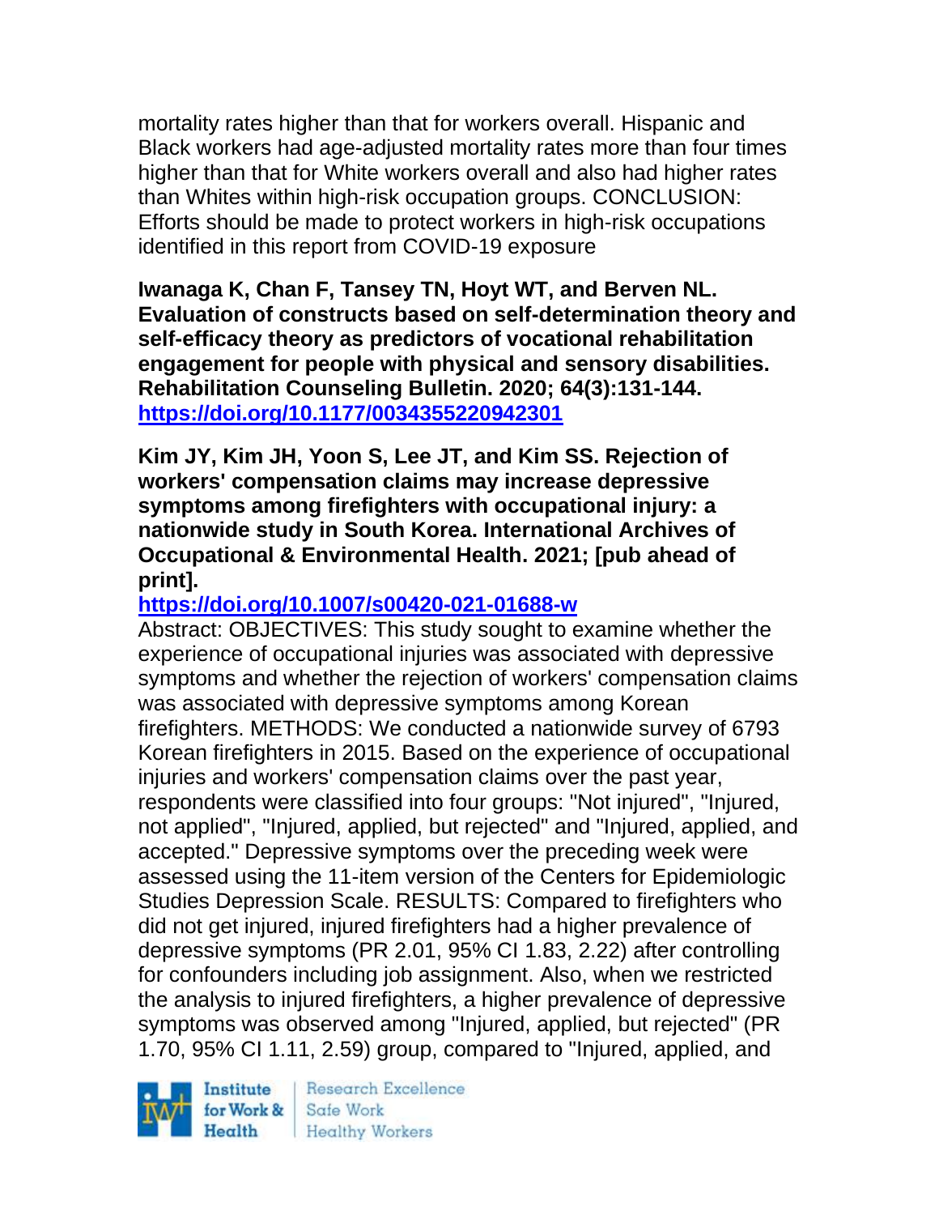mortality rates higher than that for workers overall. Hispanic and Black workers had age-adjusted mortality rates more than four times higher than that for White workers overall and also had higher rates than Whites within high-risk occupation groups. CONCLUSION: Efforts should be made to protect workers in high-risk occupations identified in this report from COVID-19 exposure

**Iwanaga K, Chan F, Tansey TN, Hoyt WT, and Berven NL. Evaluation of constructs based on self-determination theory and self-efficacy theory as predictors of vocational rehabilitation engagement for people with physical and sensory disabilities. Rehabilitation Counseling Bulletin. 2020; 64(3):131-144. [https://doi.org/10.1177/0034355220942301](https://doi.org/10.1177/0034355220942301)**

**Kim JY, Kim JH, Yoon S, Lee JT, and Kim SS. Rejection of workers' compensation claims may increase depressive symptoms among firefighters with occupational injury: a nationwide study in South Korea. International Archives of Occupational & Environmental Health. 2021; [pub ahead of print].**
**[https://doi.org/10.1007/s00420-021-01688-w](https://doi.org/10.1007/s00420-021-01688-w)**

Abstract: OBJECTIVES: This study sought to examine whether the experience of occupational injuries was associated with depressive symptoms and whether the rejection of workers' compensation claims was associated with depressive symptoms among Korean firefighters. METHODS: We conducted a nationwide survey of 6793 Korean firefighters in 2015. Based on the experience of occupational injuries and workers' compensation claims over the past year, respondents were classified into four groups: "Not injured", "Injured, not applied", "Injured, applied, but rejected" and "Injured, applied, and accepted." Depressive symptoms over the preceding week were assessed using the 11-item version of the Centers for Epidemiologic Studies Depression Scale. RESULTS: Compared to firefighters who did not get injured, injured firefighters had a higher prevalence of depressive symptoms (PR 2.01, 95% CI 1.83, 2.22) after controlling for confounders including job assignment. Also, when we restricted the analysis to injured firefighters, a higher prevalence of depressive symptoms was observed among "Injured, applied, but rejected" (PR 1.70, 95% CI 1.11, 2.59) group, compared to "Injured, applied, and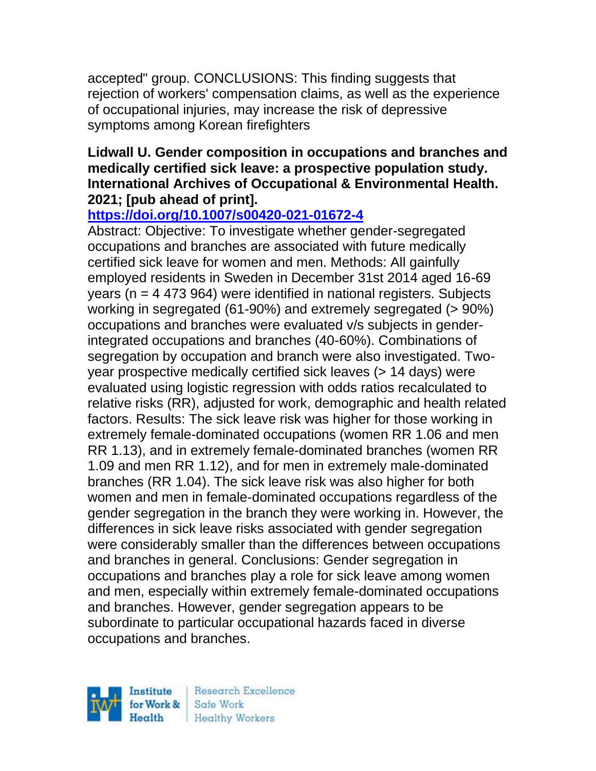accepted" group. CONCLUSIONS: This finding suggests that rejection of workers' compensation claims, as well as the experience of occupational injuries, may increase the risk of depressive symptoms among Korean firefighters

**Lidwall U. Gender composition in occupations and branches and medically certified sick leave: a prospective population study. International Archives of Occupational & Environmental Health. 2021; [pub ahead of print].**

**https://doi.org/10.1007/s00420-021-01672-4**

Abstract: Objective: To investigate whether gender-segregated occupations and branches are associated with future medically certified sick leave for women and men. Methods: All gainfully employed residents in Sweden in December 31st 2014 aged 16-69 years (n = 4 473 964) were identified in national registers. Subjects working in segregated (61-90%) and extremely segregated (> 90%) occupations and branches were evaluated v/s subjects in gender-integrated occupations and branches (40-60%). Combinations of segregation by occupation and branch were also investigated. Two-year prospective medically certified sick leaves (> 14 days) were evaluated using logistic regression with odds ratios recalculated to relative risks (RR), adjusted for work, demographic and health related factors. Results: The sick leave risk was higher for those working in extremely female-dominated occupations (women RR 1.06 and men RR 1.13), and in extremely female-dominated branches (women RR 1.09 and men RR 1.12), and for men in extremely male-dominated branches (RR 1.04). The sick leave risk was also higher for both women and men in female-dominated occupations regardless of the gender segregation in the branch they were working in. However, the differences in sick leave risks associated with gender segregation were considerably smaller than the differences between occupations and branches in general. Conclusions: Gender segregation in occupations and branches play a role for sick leave among women and men, especially within extremely female-dominated occupations and branches. However, gender segregation appears to be subordinate to particular occupational hazards faced in diverse occupations and branches.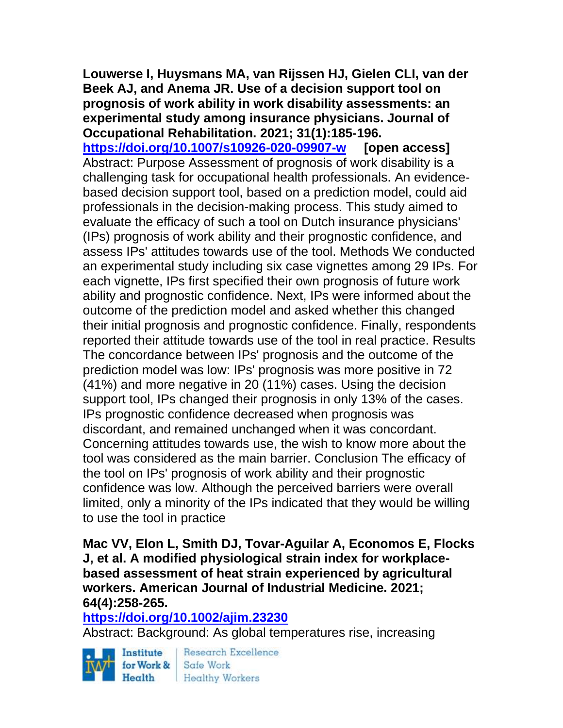**Louwerse I, Huysmans MA, van Rijssen HJ, Gielen CLI, van der Beek AJ, and Anema JR. Use of a decision support tool on prognosis of work ability in work disability assessments: an experimental study among insurance physicians. Journal of Occupational Rehabilitation. 2021; 31(1):185-196.**
**https://doi.org/10.1007/s10926-020-09907-w** **[open access]**
Abstract: Purpose Assessment of prognosis of work disability is a challenging task for occupational health professionals. An evidence-based decision support tool, based on a prediction model, could aid professionals in the decision-making process. This study aimed to evaluate the efficacy of such a tool on Dutch insurance physicians' (IPs) prognosis of work ability and their prognostic confidence, and assess IPs' attitudes towards use of the tool. Methods We conducted an experimental study including six case vignettes among 29 IPs. For each vignette, IPs first specified their own prognosis of future work ability and prognostic confidence. Next, IPs were informed about the outcome of the prediction model and asked whether this changed their initial prognosis and prognostic confidence. Finally, respondents reported their attitude towards use of the tool in real practice. Results The concordance between IPs' prognosis and the outcome of the prediction model was low: IPs' prognosis was more positive in 72 (41%) and more negative in 20 (11%) cases. Using the decision support tool, IPs changed their prognosis in only 13% of the cases. IPs prognostic confidence decreased when prognosis was discordant, and remained unchanged when it was concordant. Concerning attitudes towards use, the wish to know more about the tool was considered as the main barrier. Conclusion The efficacy of the tool on IPs' prognosis of work ability and their prognostic confidence was low. Although the perceived barriers were overall limited, only a minority of the IPs indicated that they would be willing to use the tool in practice

**Mac VV, Elon L, Smith DJ, Tovar-Aguilar A, Economos E, Flocks J, et al. A modified physiological strain index for workplace-based assessment of heat strain experienced by agricultural workers. American Journal of Industrial Medicine. 2021; 64(4):258-265.**
**https://doi.org/10.1002/ajim.23230**
Abstract: Background: As global temperatures rise, increasing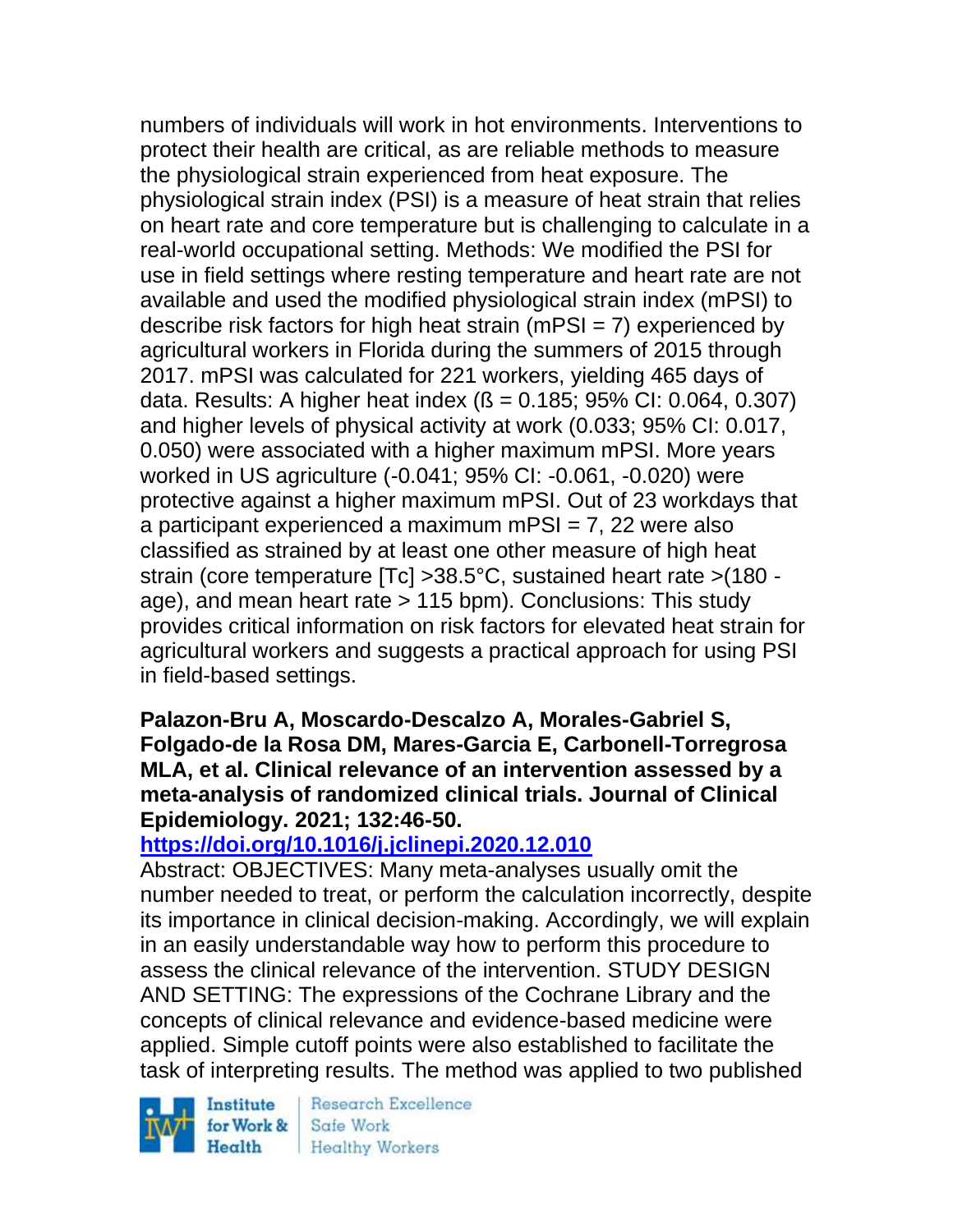numbers of individuals will work in hot environments. Interventions to protect their health are critical, as are reliable methods to measure the physiological strain experienced from heat exposure. The physiological strain index (PSI) is a measure of heat strain that relies on heart rate and core temperature but is challenging to calculate in a real-world occupational setting. Methods: We modified the PSI for use in field settings where resting temperature and heart rate are not available and used the modified physiological strain index (mPSI) to describe risk factors for high heat strain (mPSI = 7) experienced by agricultural workers in Florida during the summers of 2015 through 2017. mPSI was calculated for 221 workers, yielding 465 days of data. Results: A higher heat index (ß = 0.185; 95% CI: 0.064, 0.307) and higher levels of physical activity at work (0.033; 95% CI: 0.017, 0.050) were associated with a higher maximum mPSI. More years worked in US agriculture (-0.041; 95% CI: -0.061, -0.020) were protective against a higher maximum mPSI. Out of 23 workdays that a participant experienced a maximum mPSI = 7, 22 were also classified as strained by at least one other measure of high heat strain (core temperature [Tc] >38.5°C, sustained heart rate >(180 - age), and mean heart rate > 115 bpm). Conclusions: This study provides critical information on risk factors for elevated heat strain for agricultural workers and suggests a practical approach for using PSI in field-based settings.

**Palazon-Bru A, Moscardo-Descalzo A, Morales-Gabriel S, Folgado-de la Rosa DM, Mares-Garcia E, Carbonell-Torregrosa MLA, et al. Clinical relevance of an intervention assessed by a meta-analysis of randomized clinical trials. Journal of Clinical Epidemiology. 2021; 132:46-50.**

**https://doi.org/10.1016/j.jclinepi.2020.12.010**

Abstract: OBJECTIVES: Many meta-analyses usually omit the number needed to treat, or perform the calculation incorrectly, despite its importance in clinical decision-making. Accordingly, we will explain in an easily understandable way how to perform this procedure to assess the clinical relevance of the intervention. STUDY DESIGN AND SETTING: The expressions of the Cochrane Library and the concepts of clinical relevance and evidence-based medicine were applied. Simple cutoff points were also established to facilitate the task of interpreting results. The method was applied to two published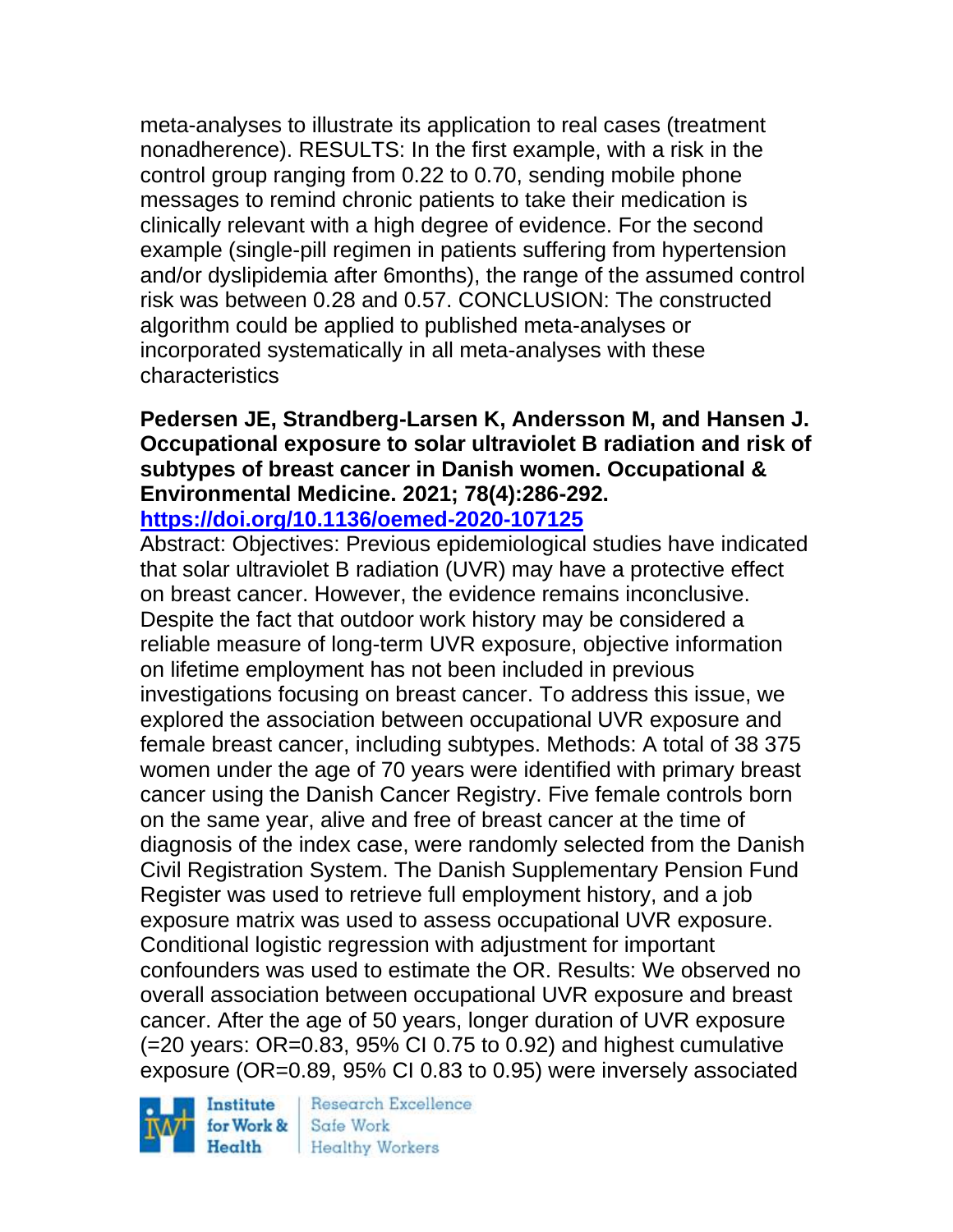meta-analyses to illustrate its application to real cases (treatment nonadherence). RESULTS: In the first example, with a risk in the control group ranging from 0.22 to 0.70, sending mobile phone messages to remind chronic patients to take their medication is clinically relevant with a high degree of evidence. For the second example (single-pill regimen in patients suffering from hypertension and/or dyslipidemia after 6months), the range of the assumed control risk was between 0.28 and 0.57. CONCLUSION: The constructed algorithm could be applied to published meta-analyses or incorporated systematically in all meta-analyses with these characteristics

**Pedersen JE, Strandberg-Larsen K, Andersson M, and Hansen J. Occupational exposure to solar ultraviolet B radiation and risk of subtypes of breast cancer in Danish women. Occupational & Environmental Medicine. 2021; 78(4):286-292.**
**https://doi.org/10.1136/oemed-2020-107125**

Abstract: Objectives: Previous epidemiological studies have indicated that solar ultraviolet B radiation (UVR) may have a protective effect on breast cancer. However, the evidence remains inconclusive. Despite the fact that outdoor work history may be considered a reliable measure of long-term UVR exposure, objective information on lifetime employment has not been included in previous investigations focusing on breast cancer. To address this issue, we explored the association between occupational UVR exposure and female breast cancer, including subtypes. Methods: A total of 38 375 women under the age of 70 years were identified with primary breast cancer using the Danish Cancer Registry. Five female controls born on the same year, alive and free of breast cancer at the time of diagnosis of the index case, were randomly selected from the Danish Civil Registration System. The Danish Supplementary Pension Fund Register was used to retrieve full employment history, and a job exposure matrix was used to assess occupational UVR exposure. Conditional logistic regression with adjustment for important confounders was used to estimate the OR. Results: We observed no overall association between occupational UVR exposure and breast cancer. After the age of 50 years, longer duration of UVR exposure (=20 years: OR=0.83, 95% CI 0.75 to 0.92) and highest cumulative exposure (OR=0.89, 95% CI 0.83 to 0.95) were inversely associated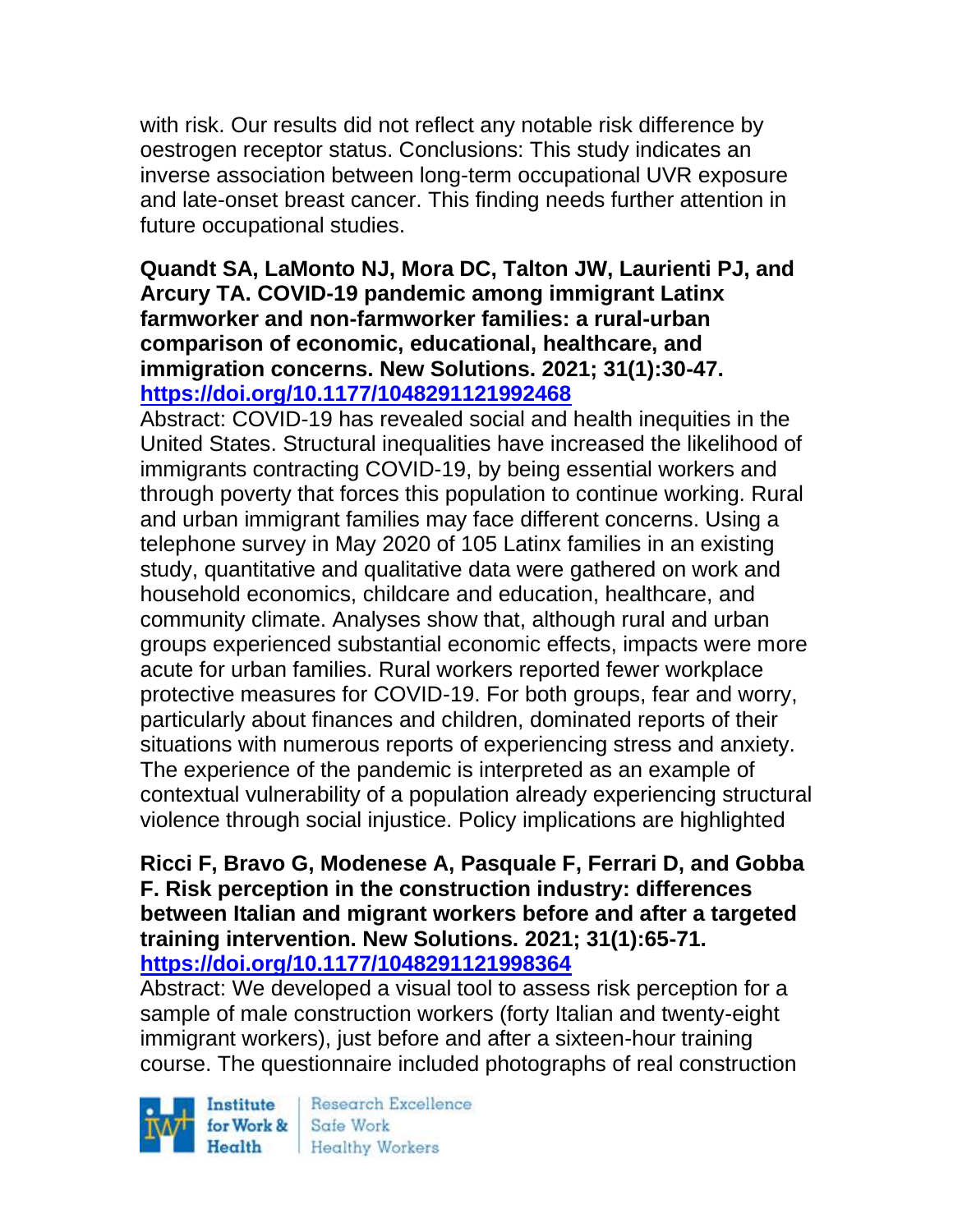with risk. Our results did not reflect any notable risk difference by oestrogen receptor status. Conclusions: This study indicates an inverse association between long-term occupational UVR exposure and late-onset breast cancer. This finding needs further attention in future occupational studies.

**Quandt SA, LaMonto NJ, Mora DC, Talton JW, Laurienti PJ, and Arcury TA. COVID-19 pandemic among immigrant Latinx farmworker and non-farmworker families: a rural-urban comparison of economic, educational, healthcare, and immigration concerns. New Solutions. 2021; 31(1):30-47. https://doi.org/10.1177/1048291121992468**

Abstract: COVID-19 has revealed social and health inequities in the United States. Structural inequalities have increased the likelihood of immigrants contracting COVID-19, by being essential workers and through poverty that forces this population to continue working. Rural and urban immigrant families may face different concerns. Using a telephone survey in May 2020 of 105 Latinx families in an existing study, quantitative and qualitative data were gathered on work and household economics, childcare and education, healthcare, and community climate. Analyses show that, although rural and urban groups experienced substantial economic effects, impacts were more acute for urban families. Rural workers reported fewer workplace protective measures for COVID-19. For both groups, fear and worry, particularly about finances and children, dominated reports of their situations with numerous reports of experiencing stress and anxiety. The experience of the pandemic is interpreted as an example of contextual vulnerability of a population already experiencing structural violence through social injustice. Policy implications are highlighted

**Ricci F, Bravo G, Modenese A, Pasquale F, Ferrari D, and Gobba F. Risk perception in the construction industry: differences between Italian and migrant workers before and after a targeted training intervention. New Solutions. 2021; 31(1):65-71. https://doi.org/10.1177/1048291121998364**

Abstract: We developed a visual tool to assess risk perception for a sample of male construction workers (forty Italian and twenty-eight immigrant workers), just before and after a sixteen-hour training course. The questionnaire included photographs of real construction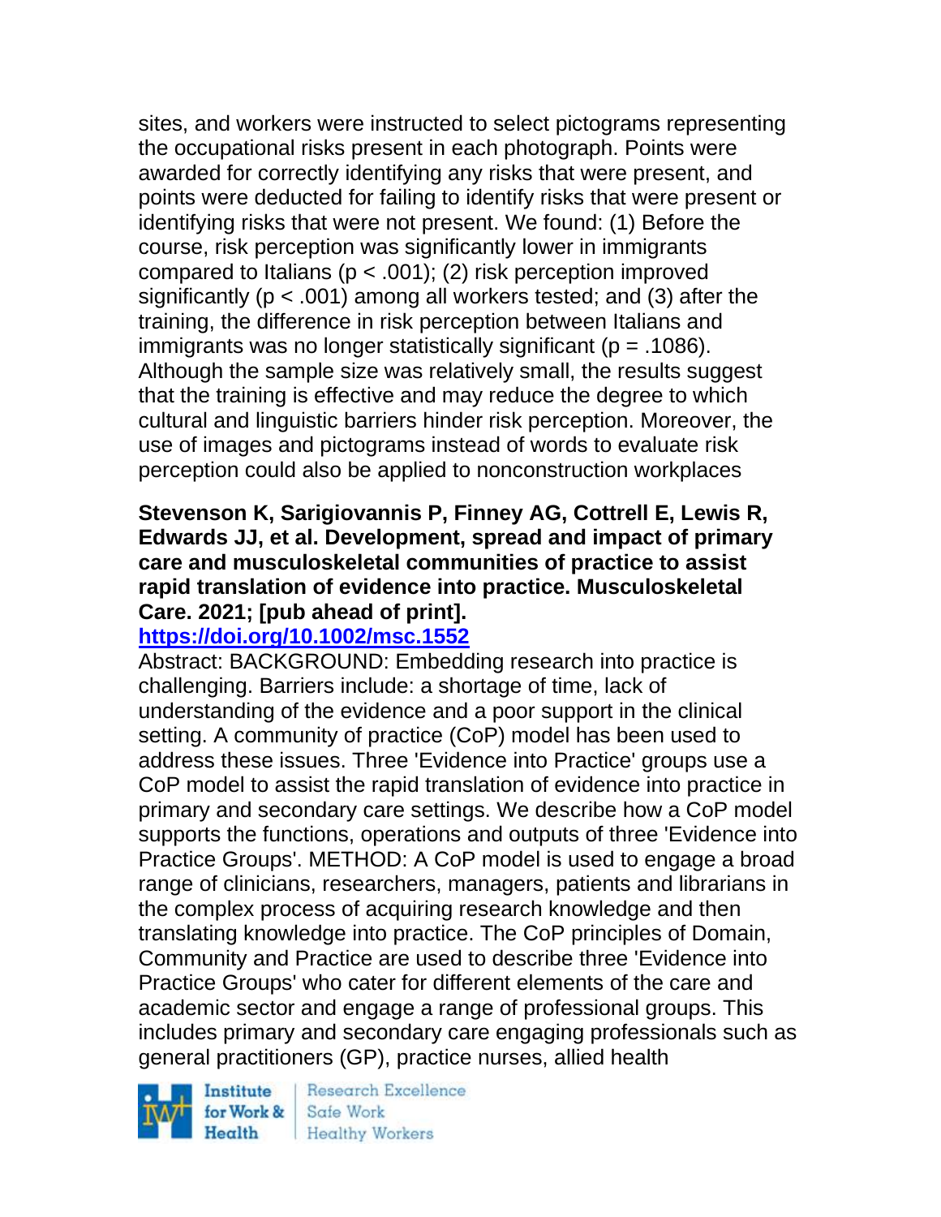sites, and workers were instructed to select pictograms representing the occupational risks present in each photograph. Points were awarded for correctly identifying any risks that were present, and points were deducted for failing to identify risks that were present or identifying risks that were not present. We found: (1) Before the course, risk perception was significantly lower in immigrants compared to Italians ($p < .001$); (2) risk perception improved significantly ($p < .001$) among all workers tested; and (3) after the training, the difference in risk perception between Italians and immigrants was no longer statistically significant ($p = .1086$). Although the sample size was relatively small, the results suggest that the training is effective and may reduce the degree to which cultural and linguistic barriers hinder risk perception. Moreover, the use of images and pictograms instead of words to evaluate risk perception could also be applied to nonconstruction workplaces

**Stevenson K, Sarigiovannis P, Finney AG, Cottrell E, Lewis R, Edwards JJ, et al. Development, spread and impact of primary care and musculoskeletal communities of practice to assist rapid translation of evidence into practice. Musculoskeletal Care. 2021; [pub ahead of print].**

**https://doi.org/10.1002/msc.1552**

Abstract: BACKGROUND: Embedding research into practice is challenging. Barriers include: a shortage of time, lack of understanding of the evidence and a poor support in the clinical setting. A community of practice (CoP) model has been used to address these issues. Three 'Evidence into Practice' groups use a CoP model to assist the rapid translation of evidence into practice in primary and secondary care settings. We describe how a CoP model supports the functions, operations and outputs of three 'Evidence into Practice Groups'. METHOD: A CoP model is used to engage a broad range of clinicians, researchers, managers, patients and librarians in the complex process of acquiring research knowledge and then translating knowledge into practice. The CoP principles of Domain, Community and Practice are used to describe three 'Evidence into Practice Groups' who cater for different elements of the care and academic sector and engage a range of professional groups. This includes primary and secondary care engaging professionals such as general practitioners (GP), practice nurses, allied health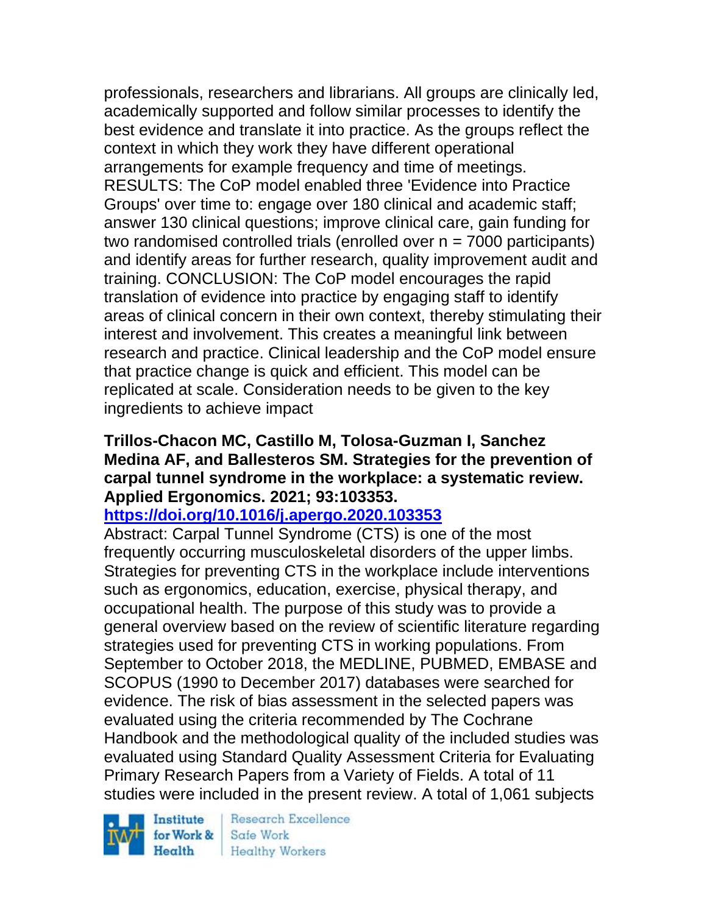professionals, researchers and librarians. All groups are clinically led, academically supported and follow similar processes to identify the best evidence and translate it into practice. As the groups reflect the context in which they work they have different operational arrangements for example frequency and time of meetings. RESULTS: The CoP model enabled three 'Evidence into Practice Groups' over time to: engage over 180 clinical and academic staff; answer 130 clinical questions; improve clinical care, gain funding for two randomised controlled trials (enrolled over n = 7000 participants) and identify areas for further research, quality improvement audit and training. CONCLUSION: The CoP model encourages the rapid translation of evidence into practice by engaging staff to identify areas of clinical concern in their own context, thereby stimulating their interest and involvement. This creates a meaningful link between research and practice. Clinical leadership and the CoP model ensure that practice change is quick and efficient. This model can be replicated at scale. Consideration needs to be given to the key ingredients to achieve impact

**Trillos-Chacon MC, Castillo M, Tolosa-Guzman I, Sanchez Medina AF, and Ballesteros SM. Strategies for the prevention of carpal tunnel syndrome in the workplace: a systematic review. Applied Ergonomics. 2021; 93:103353.**
**https://doi.org/10.1016/j.apergo.2020.103353**

Abstract: Carpal Tunnel Syndrome (CTS) is one of the most frequently occurring musculoskeletal disorders of the upper limbs. Strategies for preventing CTS in the workplace include interventions such as ergonomics, education, exercise, physical therapy, and occupational health. The purpose of this study was to provide a general overview based on the review of scientific literature regarding strategies used for preventing CTS in working populations. From September to October 2018, the MEDLINE, PUBMED, EMBASE and SCOPUS (1990 to December 2017) databases were searched for evidence. The risk of bias assessment in the selected papers was evaluated using the criteria recommended by The Cochrane Handbook and the methodological quality of the included studies was evaluated using Standard Quality Assessment Criteria for Evaluating Primary Research Papers from a Variety of Fields. A total of 11 studies were included in the present review. A total of 1,061 subjects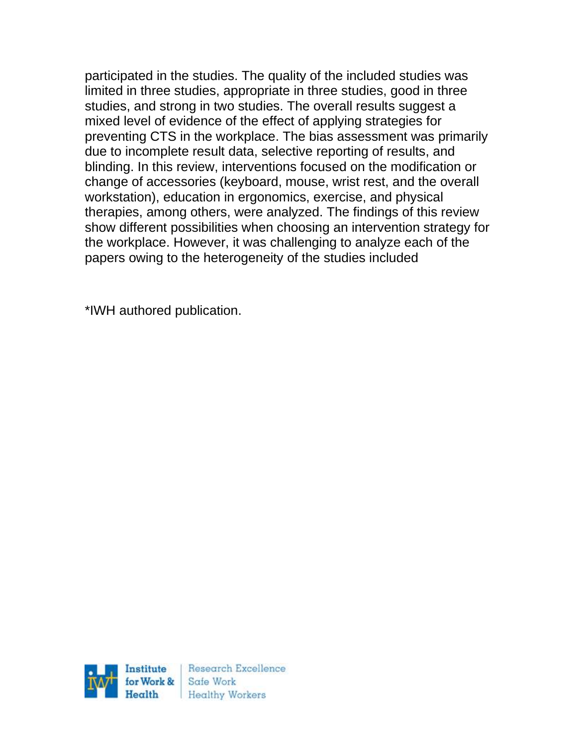participated in the studies. The quality of the included studies was limited in three studies, appropriate in three studies, good in three studies, and strong in two studies. The overall results suggest a mixed level of evidence of the effect of applying strategies for preventing CTS in the workplace. The bias assessment was primarily due to incomplete result data, selective reporting of results, and blinding. In this review, interventions focused on the modification or change of accessories (keyboard, mouse, wrist rest, and the overall workstation), education in ergonomics, exercise, and physical therapies, among others, were analyzed. The findings of this review show different possibilities when choosing an intervention strategy for the workplace. However, it was challenging to analyze each of the papers owing to the heterogeneity of the studies included

*IWH authored publication.